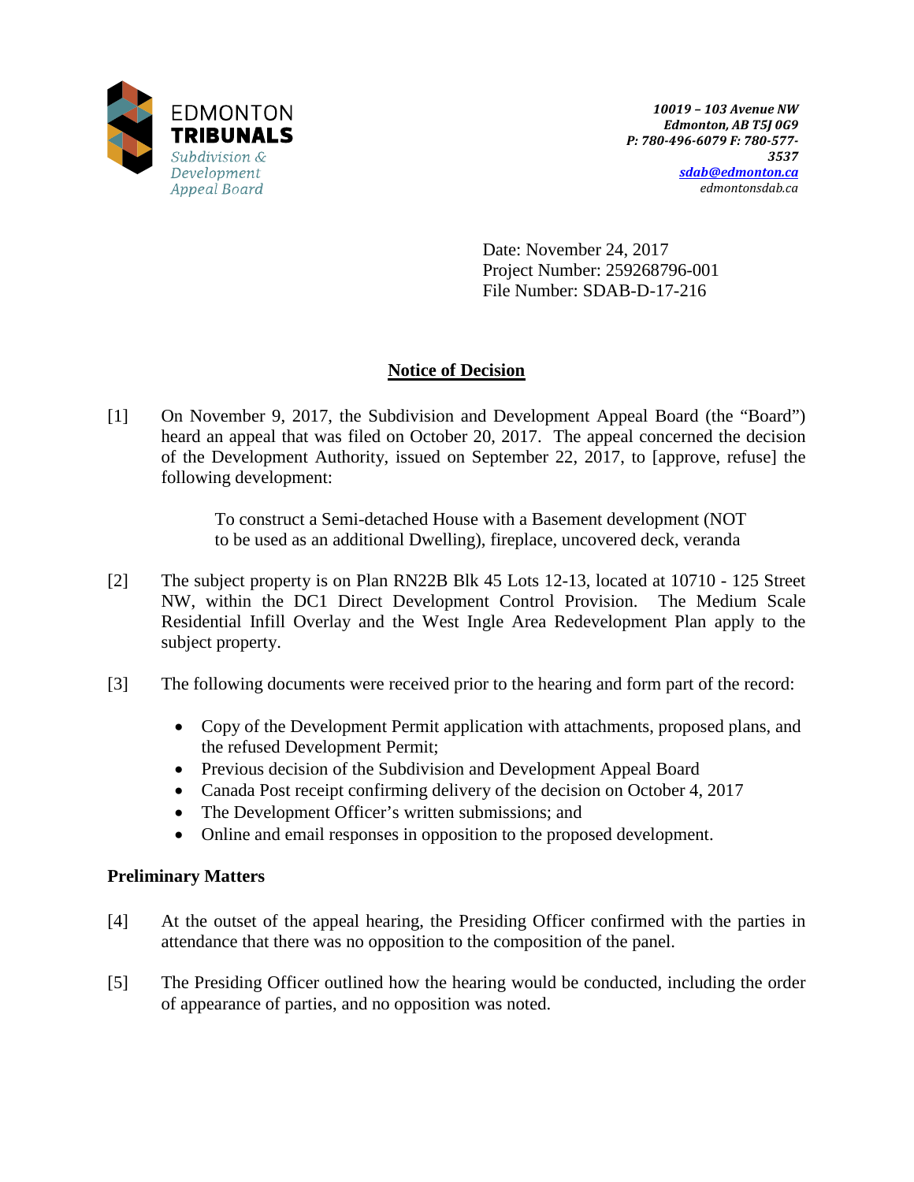EDMONTON
**TRIBUNALS**
*Subdivision & Development Appeal Board*

***10019 – 103 Avenue NW***
***Edmonton, AB T5J 0G9***
***P: 780-496-6079 F: 780-577-3537***
***sdab@edmonton.ca***
*edmontonsdab.ca*

Date: November 24, 2017
Project Number: 259268796-001
File Number: SDAB-D-17-216

## Notice of Decision

[1] On November 9, 2017, the Subdivision and Development Appeal Board (the "Board") heard an appeal that was filed on October 20, 2017. The appeal concerned the decision of the Development Authority, issued on September 22, 2017, to [approve, refuse] the following development:

> To construct a Semi-detached House with a Basement development (NOT to be used as an additional Dwelling), fireplace, uncovered deck, veranda

[2] The subject property is on Plan RN22B Blk 45 Lots 12-13, located at 10710 - 125 Street NW, within the DC1 Direct Development Control Provision. The Medium Scale Residential Infill Overlay and the West Ingle Area Redevelopment Plan apply to the subject property.

[3] The following documents were received prior to the hearing and form part of the record:

- Copy of the Development Permit application with attachments, proposed plans, and the refused Development Permit;
- Previous decision of the Subdivision and Development Appeal Board
- Canada Post receipt confirming delivery of the decision on October 4, 2017
- The Development Officer's written submissions; and
- Online and email responses in opposition to the proposed development.

### Preliminary Matters

[4] At the outset of the appeal hearing, the Presiding Officer confirmed with the parties in attendance that there was no opposition to the composition of the panel.

[5] The Presiding Officer outlined how the hearing would be conducted, including the order of appearance of parties, and no opposition was noted.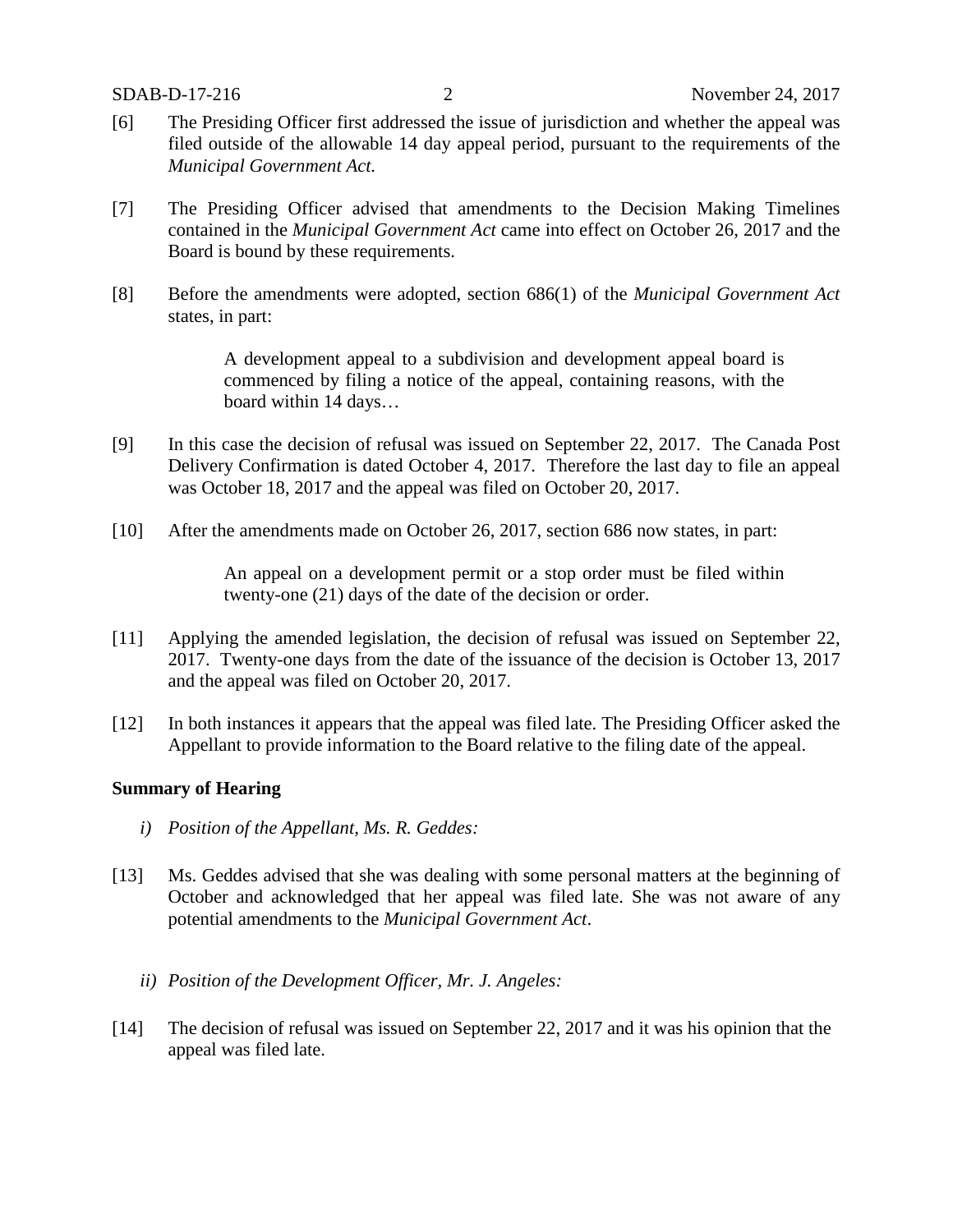[6] The Presiding Officer first addressed the issue of jurisdiction and whether the appeal was filed outside of the allowable 14 day appeal period, pursuant to the requirements of the *Municipal Government Act.*

[7] The Presiding Officer advised that amendments to the Decision Making Timelines contained in the *Municipal Government Act* came into effect on October 26, 2017 and the Board is bound by these requirements.

[8] Before the amendments were adopted, section 686(1) of the *Municipal Government Act* states, in part:

> A development appeal to a subdivision and development appeal board is commenced by filing a notice of the appeal, containing reasons, with the board within 14 days…

[9] In this case the decision of refusal was issued on September 22, 2017. The Canada Post Delivery Confirmation is dated October 4, 2017. Therefore the last day to file an appeal was October 18, 2017 and the appeal was filed on October 20, 2017.

[10] After the amendments made on October 26, 2017, section 686 now states, in part:

> An appeal on a development permit or a stop order must be filed within twenty-one (21) days of the date of the decision or order.

[11] Applying the amended legislation, the decision of refusal was issued on September 22, 2017. Twenty-one days from the date of the issuance of the decision is October 13, 2017 and the appeal was filed on October 20, 2017.

[12] In both instances it appears that the appeal was filed late. The Presiding Officer asked the Appellant to provide information to the Board relative to the filing date of the appeal.

**Summary of Hearing**

*i) Position of the Appellant, Ms. R. Geddes:*

[13] Ms. Geddes advised that she was dealing with some personal matters at the beginning of October and acknowledged that her appeal was filed late. She was not aware of any potential amendments to the *Municipal Government Act*.

*ii) Position of the Development Officer, Mr. J. Angeles:*

[14] The decision of refusal was issued on September 22, 2017 and it was his opinion that the appeal was filed late.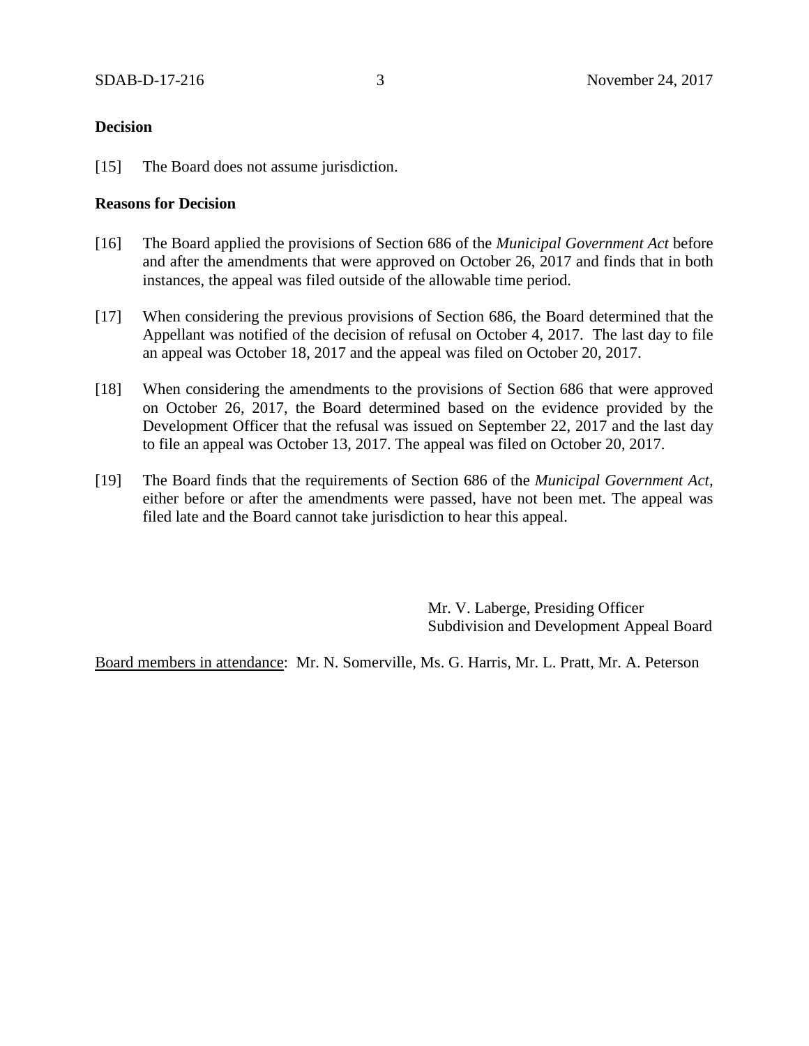## Decision

[15] The Board does not assume jurisdiction.

## Reasons for Decision

[16] The Board applied the provisions of Section 686 of the *Municipal Government Act* before and after the amendments that were approved on October 26, 2017 and finds that in both instances, the appeal was filed outside of the allowable time period.

[17] When considering the previous provisions of Section 686, the Board determined that the Appellant was notified of the decision of refusal on October 4, 2017. The last day to file an appeal was October 18, 2017 and the appeal was filed on October 20, 2017.

[18] When considering the amendments to the provisions of Section 686 that were approved on October 26, 2017, the Board determined based on the evidence provided by the Development Officer that the refusal was issued on September 22, 2017 and the last day to file an appeal was October 13, 2017. The appeal was filed on October 20, 2017.

[19] The Board finds that the requirements of Section 686 of the *Municipal Government Act,* either before or after the amendments were passed, have not been met. The appeal was filed late and the Board cannot take jurisdiction to hear this appeal.

Mr. V. Laberge, Presiding Officer
Subdivision and Development Appeal Board

Board members in attendance: Mr. N. Somerville, Ms. G. Harris, Mr. L. Pratt, Mr. A. Peterson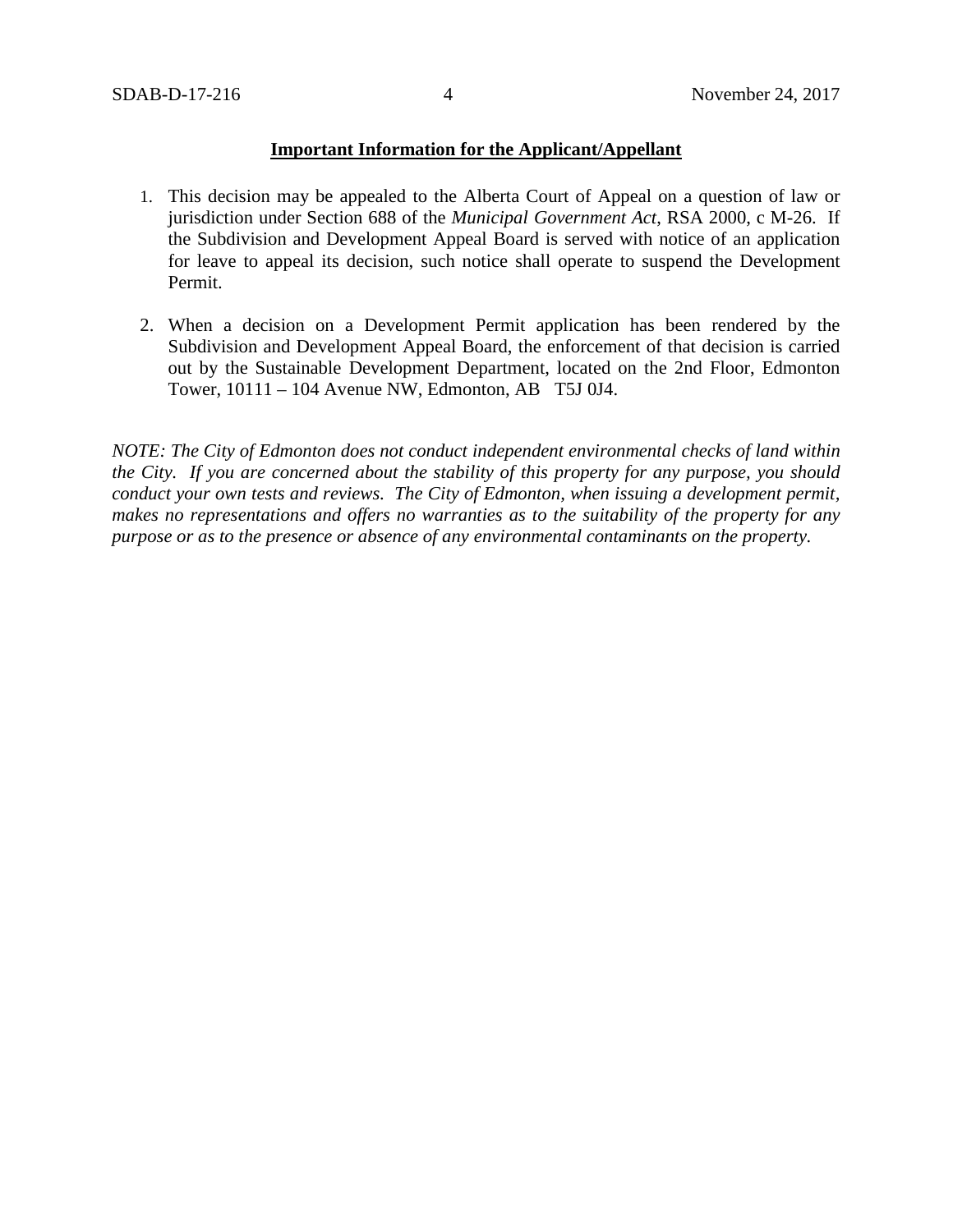**Important Information for the Applicant/Appellant**

1. This decision may be appealed to the Alberta Court of Appeal on a question of law or jurisdiction under Section 688 of the *Municipal Government Act*, RSA 2000, c M-26. If the Subdivision and Development Appeal Board is served with notice of an application for leave to appeal its decision, such notice shall operate to suspend the Development Permit.

2. When a decision on a Development Permit application has been rendered by the Subdivision and Development Appeal Board, the enforcement of that decision is carried out by the Sustainable Development Department, located on the 2nd Floor, Edmonton Tower, 10111 – 104 Avenue NW, Edmonton, AB T5J 0J4.

*NOTE: The City of Edmonton does not conduct independent environmental checks of land within the City. If you are concerned about the stability of this property for any purpose, you should conduct your own tests and reviews. The City of Edmonton, when issuing a development permit, makes no representations and offers no warranties as to the suitability of the property for any purpose or as to the presence or absence of any environmental contaminants on the property.*